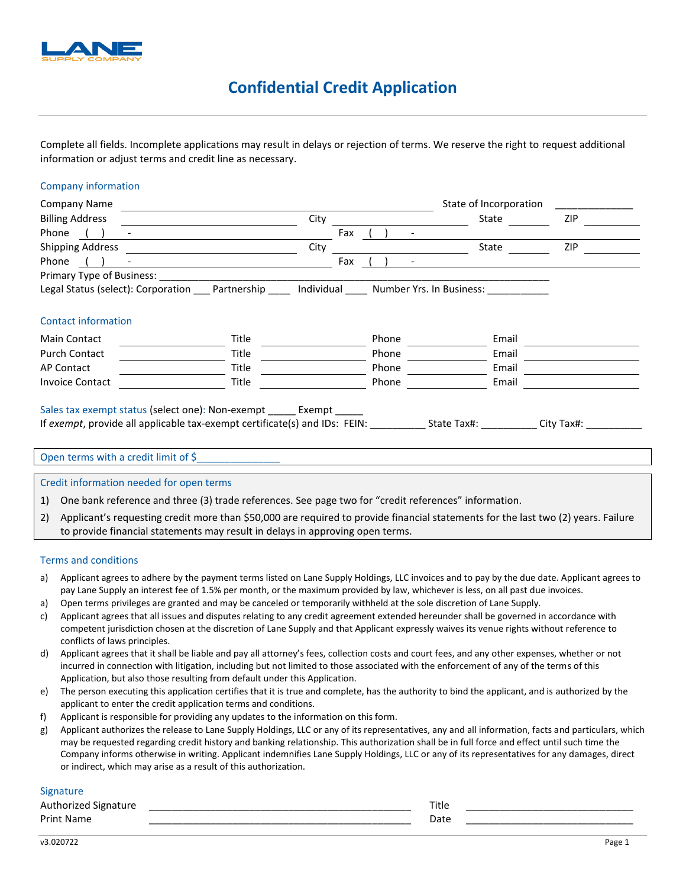LANE SUPPLY COMPANY

# Confidential Credit Application

Complete all fields. Incomplete applications may result in delays or rejection of terms. We reserve the right to request additional information or adjust terms and credit line as necessary.

## Company information

Company Name ______________________________ State of Incorporation ______________

Billing Address ______________________________ City ______________________ State ________ ZIP __________

Phone ( ) - ______________________________ Fax ( ) - ______________________________

Shipping Address ______________________________ City ______________________ State ________ ZIP __________

Phone ( ) - ______________________________ Fax ( ) - ______________________________

Primary Type of Business: ___________________________________________________________________________

Legal Status (select): Corporation ___ Partnership ____ Individual ____ Number Yrs. In Business: ___________

## Contact information

| | | | | | | | |
|---|---|---|---|---|---|---|---|
| Main Contact | | Title | | Phone | | Email | |
| Purch Contact | | Title | | Phone | | Email | |
| AP Contact | | Title | | Phone | | Email | |
| Invoice Contact | | Title | | Phone | | Email | |

Sales tax exempt status (select one): Non-exempt _____ Exempt _____

If *exempt*, provide all applicable tax-exempt certificate(s) and IDs: FEIN: __________ State Tax#: __________ City Tax#: __________

Open terms with a credit limit of $_______________

## Credit information needed for open terms

1) One bank reference and three (3) trade references. See page two for "credit references" information.
2) Applicant's requesting credit more than $50,000 are required to provide financial statements for the last two (2) years. Failure to provide financial statements may result in delays in approving open terms.

## Terms and conditions

a) Applicant agrees to adhere by the payment terms listed on Lane Supply Holdings, LLC invoices and to pay by the due date. Applicant agrees to pay Lane Supply an interest fee of 1.5% per month, or the maximum provided by law, whichever is less, on all past due invoices.

a) Open terms privileges are granted and may be canceled or temporarily withheld at the sole discretion of Lane Supply.

c) Applicant agrees that all issues and disputes relating to any credit agreement extended hereunder shall be governed in accordance with competent jurisdiction chosen at the discretion of Lane Supply and that Applicant expressly waives its venue rights without reference to conflicts of laws principles.

d) Applicant agrees that it shall be liable and pay all attorney's fees, collection costs and court fees, and any other expenses, whether or not incurred in connection with litigation, including but not limited to those associated with the enforcement of any of the terms of this Application, but also those resulting from default under this Application.

e) The person executing this application certifies that it is true and complete, has the authority to bind the applicant, and is authorized by the applicant to enter the credit application terms and conditions.

f) Applicant is responsible for providing any updates to the information on this form.

g) Applicant authorizes the release to Lane Supply Holdings, LLC or any of its representatives, any and all information, facts and particulars, which may be requested regarding credit history and banking relationship. This authorization shall be in full force and effect until such time the Company informs otherwise in writing. Applicant indemnifies Lane Supply Holdings, LLC or any of its representatives for any damages, direct or indirect, which may arise as a result of this authorization.

## Signature

Authorized Signature _______________________________________________ Title ______________________________

Print Name _______________________________________________ Date ______________________________

v3.020722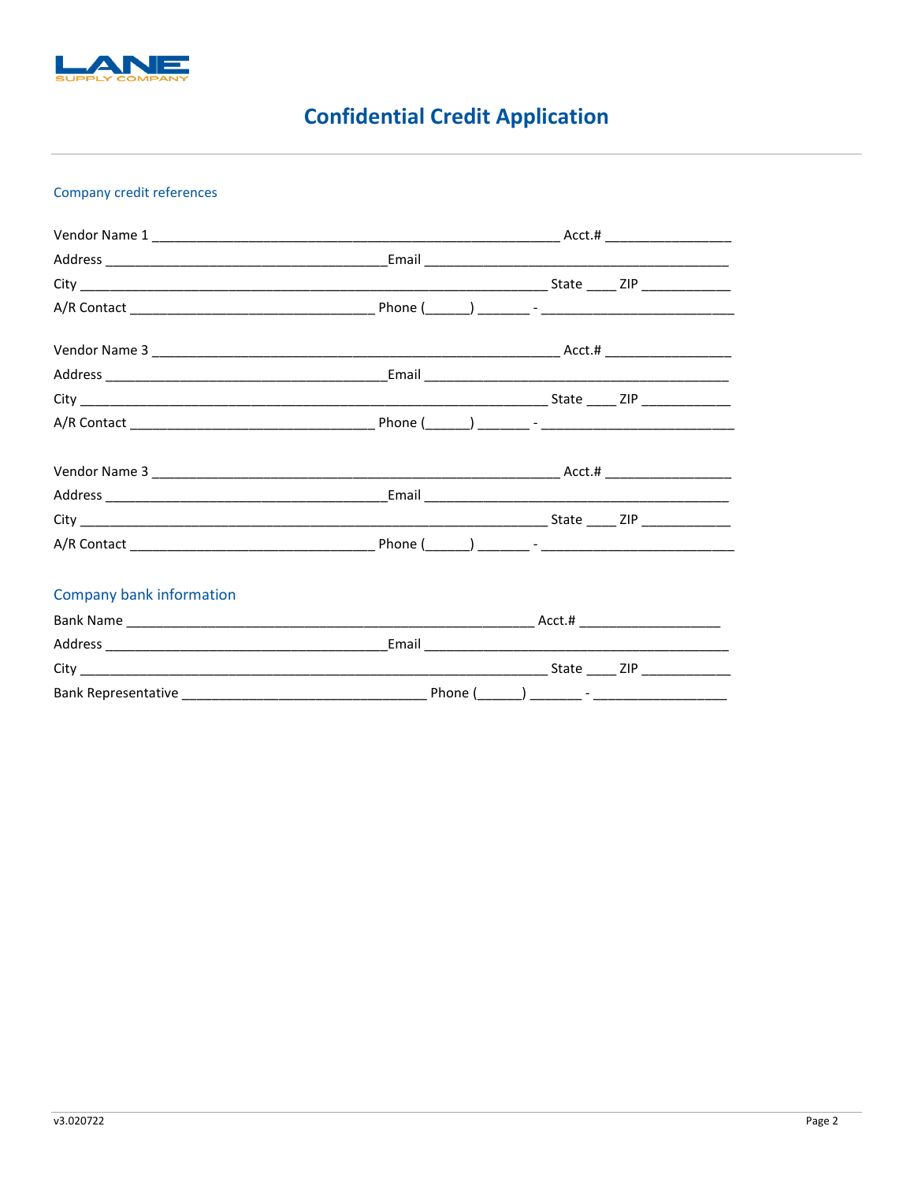# Confidential Credit Application

## Company credit references

Vendor Name 1 ________________________________________________________ Acct.# _________________

Address ______________________________________Email _________________________________________

City _______________________________________________________________ State ____ ZIP ____________

A/R Contact _________________________________ Phone (______) _______ - __________________________

Vendor Name 3 ________________________________________________________ Acct.# _________________

Address ______________________________________Email _________________________________________

City _______________________________________________________________ State ____ ZIP ____________

A/R Contact _________________________________ Phone (______) _______ - __________________________

Vendor Name 3 ________________________________________________________ Acct.# _________________

Address ______________________________________Email _________________________________________

City _______________________________________________________________ State ____ ZIP ____________

A/R Contact _________________________________ Phone (______) _______ - __________________________

## Company bank information

Bank Name _______________________________________________________ Acct.# ___________________

Address ______________________________________Email _________________________________________

City _______________________________________________________________ State ____ ZIP ____________

Bank Representative _________________________________ Phone (______) _______ - __________________

v3.020722